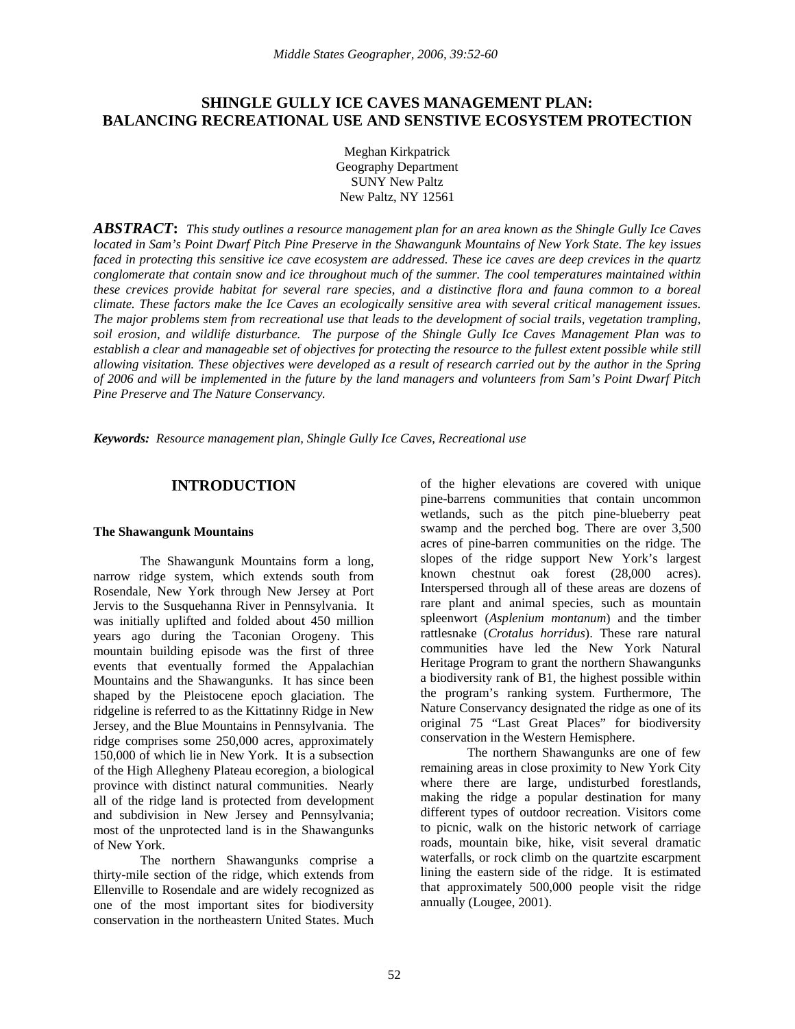# SHINGLE GULLY ICE CAVES MANAGEMENT PLAN: BALANCING RECREATIONAL USE AND SENSTIVE ECOSYSTEM PROTECTION

Meghan Kirkpatrick
Geography Department
SUNY New Paltz
New Paltz, NY 12561

***ABSTRACT*:** *This study outlines a resource management plan for an area known as the Shingle Gully Ice Caves located in Sam's Point Dwarf Pitch Pine Preserve in the Shawangunk Mountains of New York State. The key issues faced in protecting this sensitive ice cave ecosystem are addressed. These ice caves are deep crevices in the quartz conglomerate that contain snow and ice throughout much of the summer. The cool temperatures maintained within these crevices provide habitat for several rare species, and a distinctive flora and fauna common to a boreal climate. These factors make the Ice Caves an ecologically sensitive area with several critical management issues. The major problems stem from recreational use that leads to the development of social trails, vegetation trampling, soil erosion, and wildlife disturbance. The purpose of the Shingle Gully Ice Caves Management Plan was to establish a clear and manageable set of objectives for protecting the resource to the fullest extent possible while still allowing visitation. These objectives were developed as a result of research carried out by the author in the Spring of 2006 and will be implemented in the future by the land managers and volunteers from Sam's Point Dwarf Pitch Pine Preserve and The Nature Conservancy.*

***Keywords:*** *Resource management plan, Shingle Gully Ice Caves, Recreational use*

## INTRODUCTION

### The Shawangunk Mountains

The Shawangunk Mountains form a long, narrow ridge system, which extends south from Rosendale, New York through New Jersey at Port Jervis to the Susquehanna River in Pennsylvania. It was initially uplifted and folded about 450 million years ago during the Taconian Orogeny. This mountain building episode was the first of three events that eventually formed the Appalachian Mountains and the Shawangunks. It has since been shaped by the Pleistocene epoch glaciation. The ridgeline is referred to as the Kittatinny Ridge in New Jersey, and the Blue Mountains in Pennsylvania. The ridge comprises some 250,000 acres, approximately 150,000 of which lie in New York. It is a subsection of the High Allegheny Plateau ecoregion, a biological province with distinct natural communities. Nearly all of the ridge land is protected from development and subdivision in New Jersey and Pennsylvania; most of the unprotected land is in the Shawangunks of New York.

The northern Shawangunks comprise a thirty-mile section of the ridge, which extends from Ellenville to Rosendale and are widely recognized as one of the most important sites for biodiversity conservation in the northeastern United States. Much of the higher elevations are covered with unique pine-barrens communities that contain uncommon wetlands, such as the pitch pine-blueberry peat swamp and the perched bog. There are over 3,500 acres of pine-barren communities on the ridge. The slopes of the ridge support New York's largest known chestnut oak forest (28,000 acres). Interspersed through all of these areas are dozens of rare plant and animal species, such as mountain spleenwort (*Asplenium montanum*) and the timber rattlesnake (*Crotalus horridus*). These rare natural communities have led the New York Natural Heritage Program to grant the northern Shawangunks a biodiversity rank of B1, the highest possible within the program's ranking system. Furthermore, The Nature Conservancy designated the ridge as one of its original 75 "Last Great Places" for biodiversity conservation in the Western Hemisphere.

The northern Shawangunks are one of few remaining areas in close proximity to New York City where there are large, undisturbed forestlands, making the ridge a popular destination for many different types of outdoor recreation. Visitors come to picnic, walk on the historic network of carriage roads, mountain bike, hike, visit several dramatic waterfalls, or rock climb on the quartzite escarpment lining the eastern side of the ridge. It is estimated that approximately 500,000 people visit the ridge annually (Lougee, 2001).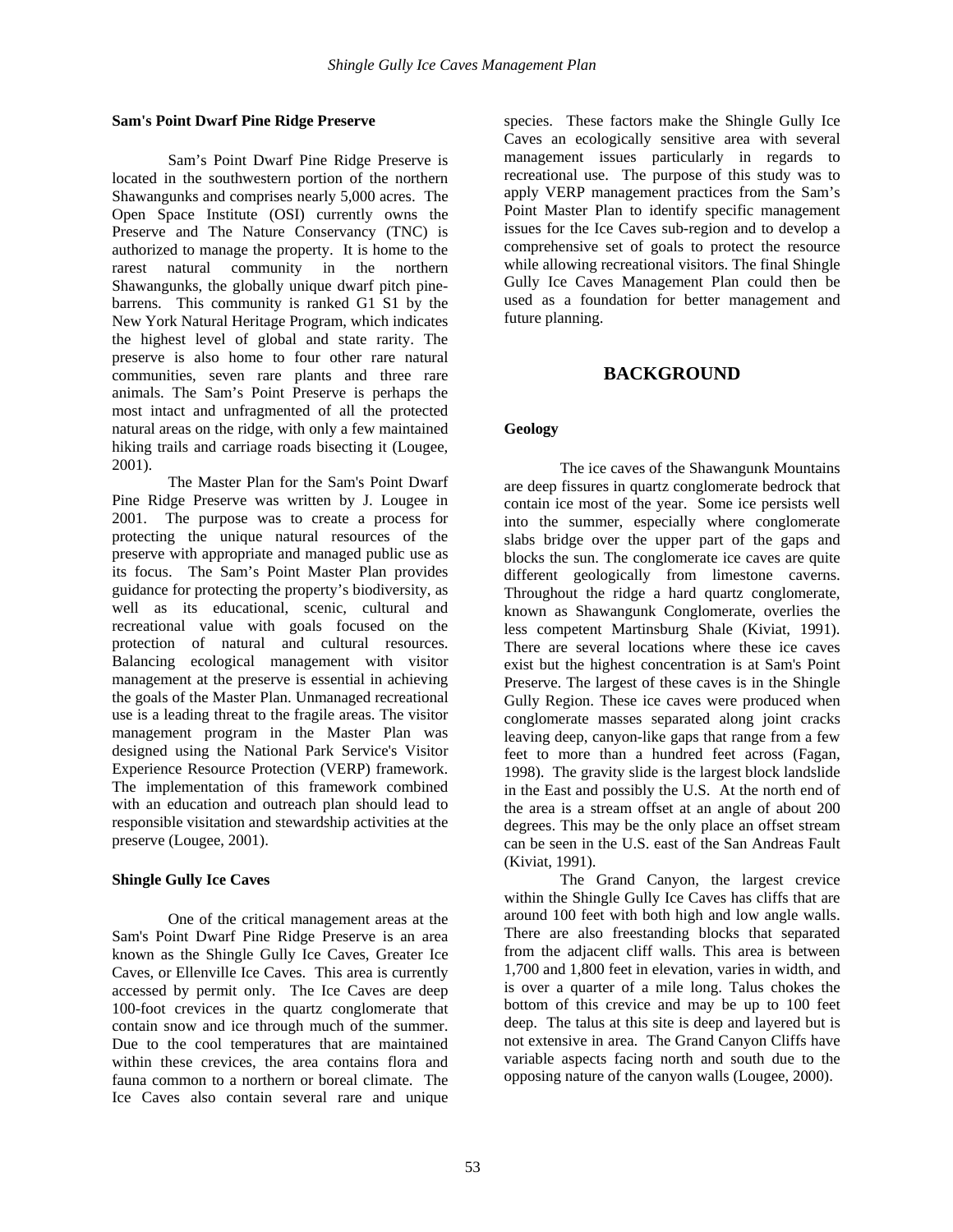### Sam's Point Dwarf Pine Ridge Preserve

Sam's Point Dwarf Pine Ridge Preserve is located in the southwestern portion of the northern Shawangunks and comprises nearly 5,000 acres. The Open Space Institute (OSI) currently owns the Preserve and The Nature Conservancy (TNC) is authorized to manage the property. It is home to the rarest natural community in the northern Shawangunks, the globally unique dwarf pitch pine-barrens. This community is ranked G1 S1 by the New York Natural Heritage Program, which indicates the highest level of global and state rarity. The preserve is also home to four other rare natural communities, seven rare plants and three rare animals. The Sam's Point Preserve is perhaps the most intact and unfragmented of all the protected natural areas on the ridge, with only a few maintained hiking trails and carriage roads bisecting it (Lougee, 2001).

The Master Plan for the Sam's Point Dwarf Pine Ridge Preserve was written by J. Lougee in 2001. The purpose was to create a process for protecting the unique natural resources of the preserve with appropriate and managed public use as its focus. The Sam's Point Master Plan provides guidance for protecting the property's biodiversity, as well as its educational, scenic, cultural and recreational value with goals focused on the protection of natural and cultural resources. Balancing ecological management with visitor management at the preserve is essential in achieving the goals of the Master Plan. Unmanaged recreational use is a leading threat to the fragile areas. The visitor management program in the Master Plan was designed using the National Park Service's Visitor Experience Resource Protection (VERP) framework. The implementation of this framework combined with an education and outreach plan should lead to responsible visitation and stewardship activities at the preserve (Lougee, 2001).

### Shingle Gully Ice Caves

One of the critical management areas at the Sam's Point Dwarf Pine Ridge Preserve is an area known as the Shingle Gully Ice Caves, Greater Ice Caves, or Ellenville Ice Caves. This area is currently accessed by permit only. The Ice Caves are deep 100-foot crevices in the quartz conglomerate that contain snow and ice through much of the summer. Due to the cool temperatures that are maintained within these crevices, the area contains flora and fauna common to a northern or boreal climate. The Ice Caves also contain several rare and unique species. These factors make the Shingle Gully Ice Caves an ecologically sensitive area with several management issues particularly in regards to recreational use. The purpose of this study was to apply VERP management practices from the Sam's Point Master Plan to identify specific management issues for the Ice Caves sub-region and to develop a comprehensive set of goals to protect the resource while allowing recreational visitors. The final Shingle Gully Ice Caves Management Plan could then be used as a foundation for better management and future planning.

## BACKGROUND

### Geology

The ice caves of the Shawangunk Mountains are deep fissures in quartz conglomerate bedrock that contain ice most of the year. Some ice persists well into the summer, especially where conglomerate slabs bridge over the upper part of the gaps and blocks the sun. The conglomerate ice caves are quite different geologically from limestone caverns. Throughout the ridge a hard quartz conglomerate, known as Shawangunk Conglomerate, overlies the less competent Martinsburg Shale (Kiviat, 1991). There are several locations where these ice caves exist but the highest concentration is at Sam's Point Preserve. The largest of these caves is in the Shingle Gully Region. These ice caves were produced when conglomerate masses separated along joint cracks leaving deep, canyon-like gaps that range from a few feet to more than a hundred feet across (Fagan, 1998). The gravity slide is the largest block landslide in the East and possibly the U.S. At the north end of the area is a stream offset at an angle of about 200 degrees. This may be the only place an offset stream can be seen in the U.S. east of the San Andreas Fault (Kiviat, 1991).

The Grand Canyon, the largest crevice within the Shingle Gully Ice Caves has cliffs that are around 100 feet with both high and low angle walls. There are also freestanding blocks that separated from the adjacent cliff walls. This area is between 1,700 and 1,800 feet in elevation, varies in width, and is over a quarter of a mile long. Talus chokes the bottom of this crevice and may be up to 100 feet deep. The talus at this site is deep and layered but is not extensive in area. The Grand Canyon Cliffs have variable aspects facing north and south due to the opposing nature of the canyon walls (Lougee, 2000).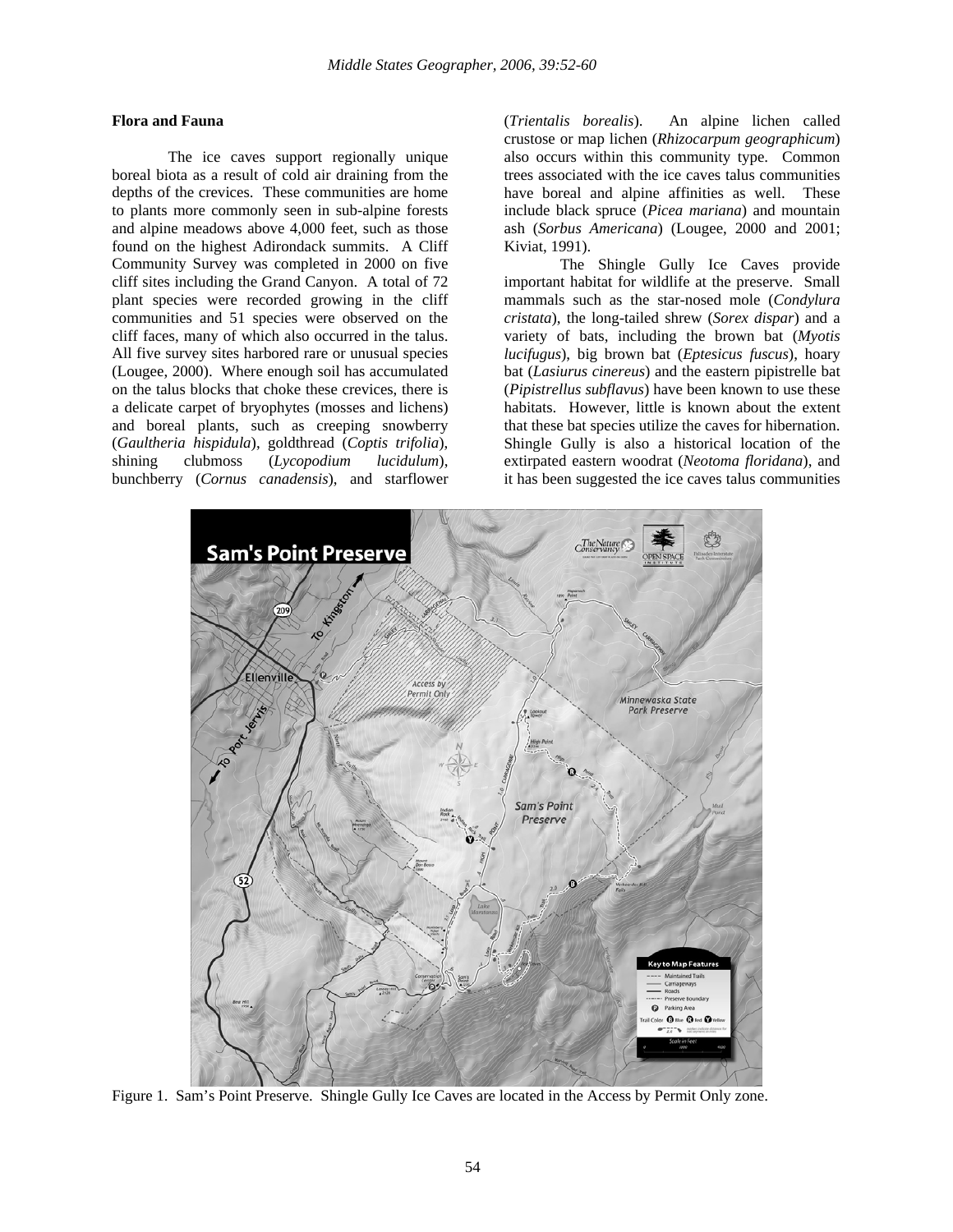### Flora and Fauna

The ice caves support regionally unique boreal biota as a result of cold air draining from the depths of the crevices. These communities are home to plants more commonly seen in sub-alpine forests and alpine meadows above 4,000 feet, such as those found on the highest Adirondack summits. A Cliff Community Survey was completed in 2000 on five cliff sites including the Grand Canyon. A total of 72 plant species were recorded growing in the cliff communities and 51 species were observed on the cliff faces, many of which also occurred in the talus. All five survey sites harbored rare or unusual species (Lougee, 2000). Where enough soil has accumulated on the talus blocks that choke these crevices, there is a delicate carpet of bryophytes (mosses and lichens) and boreal plants, such as creeping snowberry (*Gaultheria hispidula*), goldthread (*Coptis trifolia*), shining clubmoss (*Lycopodium lucidulum*), bunchberry (*Cornus canadensis*), and starflower (*Trientalis borealis*). An alpine lichen called crustose or map lichen (*Rhizocarpum geographicum*) also occurs within this community type. Common trees associated with the ice caves talus communities have boreal and alpine affinities as well. These include black spruce (*Picea mariana*) and mountain ash (*Sorbus Americana*) (Lougee, 2000 and 2001; Kiviat, 1991).

The Shingle Gully Ice Caves provide important habitat for wildlife at the preserve. Small mammals such as the star-nosed mole (*Condylura cristata*), the long-tailed shrew (*Sorex dispar*) and a variety of bats, including the brown bat (*Myotis lucifugus*), big brown bat (*Eptesicus fuscus*), hoary bat (*Lasiurus cinereus*) and the eastern pipistrelle bat (*Pipistrellus subflavus*) have been known to use these habitats. However, little is known about the extent that these bat species utilize the caves for hibernation. Shingle Gully is also a historical location of the extirpated eastern woodrat (*Neotoma floridana*), and it has been suggested the ice caves talus communities

Figure 1. Sam's Point Preserve. Shingle Gully Ice Caves are located in the Access by Permit Only zone.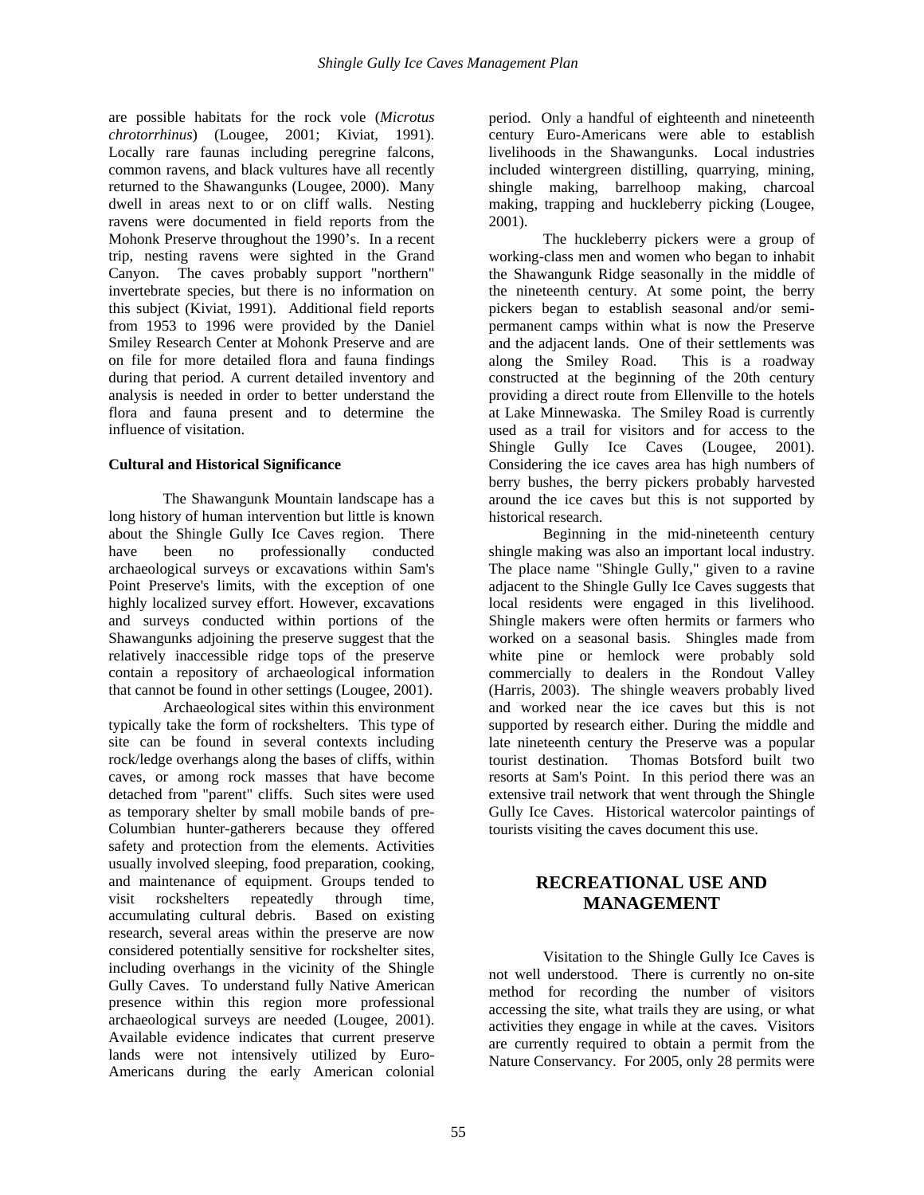are possible habitats for the rock vole (*Microtus chrotorrhinus*) (Lougee, 2001; Kiviat, 1991). Locally rare faunas including peregrine falcons, common ravens, and black vultures have all recently returned to the Shawangunks (Lougee, 2000). Many dwell in areas next to or on cliff walls. Nesting ravens were documented in field reports from the Mohonk Preserve throughout the 1990's. In a recent trip, nesting ravens were sighted in the Grand Canyon. The caves probably support "northern" invertebrate species, but there is no information on this subject (Kiviat, 1991). Additional field reports from 1953 to 1996 were provided by the Daniel Smiley Research Center at Mohonk Preserve and are on file for more detailed flora and fauna findings during that period. A current detailed inventory and analysis is needed in order to better understand the flora and fauna present and to determine the influence of visitation.

**Cultural and Historical Significance**

The Shawangunk Mountain landscape has a long history of human intervention but little is known about the Shingle Gully Ice Caves region. There have been no professionally conducted archaeological surveys or excavations within Sam's Point Preserve's limits, with the exception of one highly localized survey effort. However, excavations and surveys conducted within portions of the Shawangunks adjoining the preserve suggest that the relatively inaccessible ridge tops of the preserve contain a repository of archaeological information that cannot be found in other settings (Lougee, 2001).

Archaeological sites within this environment typically take the form of rockshelters. This type of site can be found in several contexts including rock/ledge overhangs along the bases of cliffs, within caves, or among rock masses that have become detached from "parent" cliffs. Such sites were used as temporary shelter by small mobile bands of pre-Columbian hunter-gatherers because they offered safety and protection from the elements. Activities usually involved sleeping, food preparation, cooking, and maintenance of equipment. Groups tended to visit rockshelters repeatedly through time, accumulating cultural debris. Based on existing research, several areas within the preserve are now considered potentially sensitive for rockshelter sites, including overhangs in the vicinity of the Shingle Gully Caves. To understand fully Native American presence within this region more professional archaeological surveys are needed (Lougee, 2001). Available evidence indicates that current preserve lands were not intensively utilized by Euro-Americans during the early American colonial period. Only a handful of eighteenth and nineteenth century Euro-Americans were able to establish livelihoods in the Shawangunks. Local industries included wintergreen distilling, quarrying, mining, shingle making, barrelhoop making, charcoal making, trapping and huckleberry picking (Lougee, 2001).

The huckleberry pickers were a group of working-class men and women who began to inhabit the Shawangunk Ridge seasonally in the middle of the nineteenth century. At some point, the berry pickers began to establish seasonal and/or semi-permanent camps within what is now the Preserve and the adjacent lands. One of their settlements was along the Smiley Road. This is a roadway constructed at the beginning of the 20th century providing a direct route from Ellenville to the hotels at Lake Minnewaska. The Smiley Road is currently used as a trail for visitors and for access to the Shingle Gully Ice Caves (Lougee, 2001). Considering the ice caves area has high numbers of berry bushes, the berry pickers probably harvested around the ice caves but this is not supported by historical research.

Beginning in the mid-nineteenth century shingle making was also an important local industry. The place name "Shingle Gully," given to a ravine adjacent to the Shingle Gully Ice Caves suggests that local residents were engaged in this livelihood. Shingle makers were often hermits or farmers who worked on a seasonal basis. Shingles made from white pine or hemlock were probably sold commercially to dealers in the Rondout Valley (Harris, 2003). The shingle weavers probably lived and worked near the ice caves but this is not supported by research either. During the middle and late nineteenth century the Preserve was a popular tourist destination. Thomas Botsford built two resorts at Sam's Point. In this period there was an extensive trail network that went through the Shingle Gully Ice Caves. Historical watercolor paintings of tourists visiting the caves document this use.

## RECREATIONAL USE AND MANAGEMENT

Visitation to the Shingle Gully Ice Caves is not well understood. There is currently no on-site method for recording the number of visitors accessing the site, what trails they are using, or what activities they engage in while at the caves. Visitors are currently required to obtain a permit from the Nature Conservancy. For 2005, only 28 permits were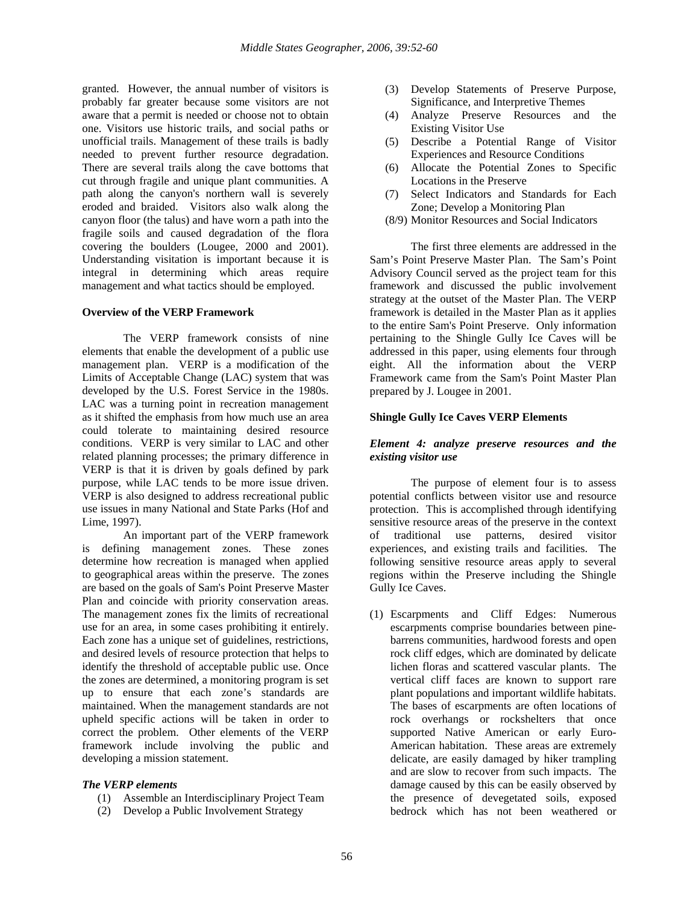granted. However, the annual number of visitors is probably far greater because some visitors are not aware that a permit is needed or choose not to obtain one. Visitors use historic trails, and social paths or unofficial trails. Management of these trails is badly needed to prevent further resource degradation. There are several trails along the cave bottoms that cut through fragile and unique plant communities. A path along the canyon's northern wall is severely eroded and braided. Visitors also walk along the canyon floor (the talus) and have worn a path into the fragile soils and caused degradation of the flora covering the boulders (Lougee, 2000 and 2001). Understanding visitation is important because it is integral in determining which areas require management and what tactics should be employed.

**Overview of the VERP Framework**

The VERP framework consists of nine elements that enable the development of a public use management plan. VERP is a modification of the Limits of Acceptable Change (LAC) system that was developed by the U.S. Forest Service in the 1980s. LAC was a turning point in recreation management as it shifted the emphasis from how much use an area could tolerate to maintaining desired resource conditions. VERP is very similar to LAC and other related planning processes; the primary difference in VERP is that it is driven by goals defined by park purpose, while LAC tends to be more issue driven. VERP is also designed to address recreational public use issues in many National and State Parks (Hof and Lime, 1997).

An important part of the VERP framework is defining management zones. These zones determine how recreation is managed when applied to geographical areas within the preserve. The zones are based on the goals of Sam's Point Preserve Master Plan and coincide with priority conservation areas. The management zones fix the limits of recreational use for an area, in some cases prohibiting it entirely. Each zone has a unique set of guidelines, restrictions, and desired levels of resource protection that helps to identify the threshold of acceptable public use. Once the zones are determined, a monitoring program is set up to ensure that each zone's standards are maintained. When the management standards are not upheld specific actions will be taken in order to correct the problem. Other elements of the VERP framework include involving the public and developing a mission statement.

***The VERP elements***

(1) Assemble an Interdisciplinary Project Team
(2) Develop a Public Involvement Strategy
(3) Develop Statements of Preserve Purpose, Significance, and Interpretive Themes
(4) Analyze Preserve Resources and the Existing Visitor Use
(5) Describe a Potential Range of Visitor Experiences and Resource Conditions
(6) Allocate the Potential Zones to Specific Locations in the Preserve
(7) Select Indicators and Standards for Each Zone; Develop a Monitoring Plan
(8/9) Monitor Resources and Social Indicators

The first three elements are addressed in the Sam's Point Preserve Master Plan. The Sam's Point Advisory Council served as the project team for this framework and discussed the public involvement strategy at the outset of the Master Plan. The VERP framework is detailed in the Master Plan as it applies to the entire Sam's Point Preserve. Only information pertaining to the Shingle Gully Ice Caves will be addressed in this paper, using elements four through eight. All the information about the VERP Framework came from the Sam's Point Master Plan prepared by J. Lougee in 2001.

**Shingle Gully Ice Caves VERP Elements**

***Element 4: analyze preserve resources and the existing visitor use***

The purpose of element four is to assess potential conflicts between visitor use and resource protection. This is accomplished through identifying sensitive resource areas of the preserve in the context of traditional use patterns, desired visitor experiences, and existing trails and facilities. The following sensitive resource areas apply to several regions within the Preserve including the Shingle Gully Ice Caves.

(1) Escarpments and Cliff Edges: Numerous escarpments comprise boundaries between pine-barrens communities, hardwood forests and open rock cliff edges, which are dominated by delicate lichen floras and scattered vascular plants. The vertical cliff faces are known to support rare plant populations and important wildlife habitats. The bases of escarpments are often locations of rock overhangs or rockshelters that once supported Native American or early Euro-American habitation. These areas are extremely delicate, are easily damaged by hiker trampling and are slow to recover from such impacts. The damage caused by this can be easily observed by the presence of devegetated soils, exposed bedrock which has not been weathered or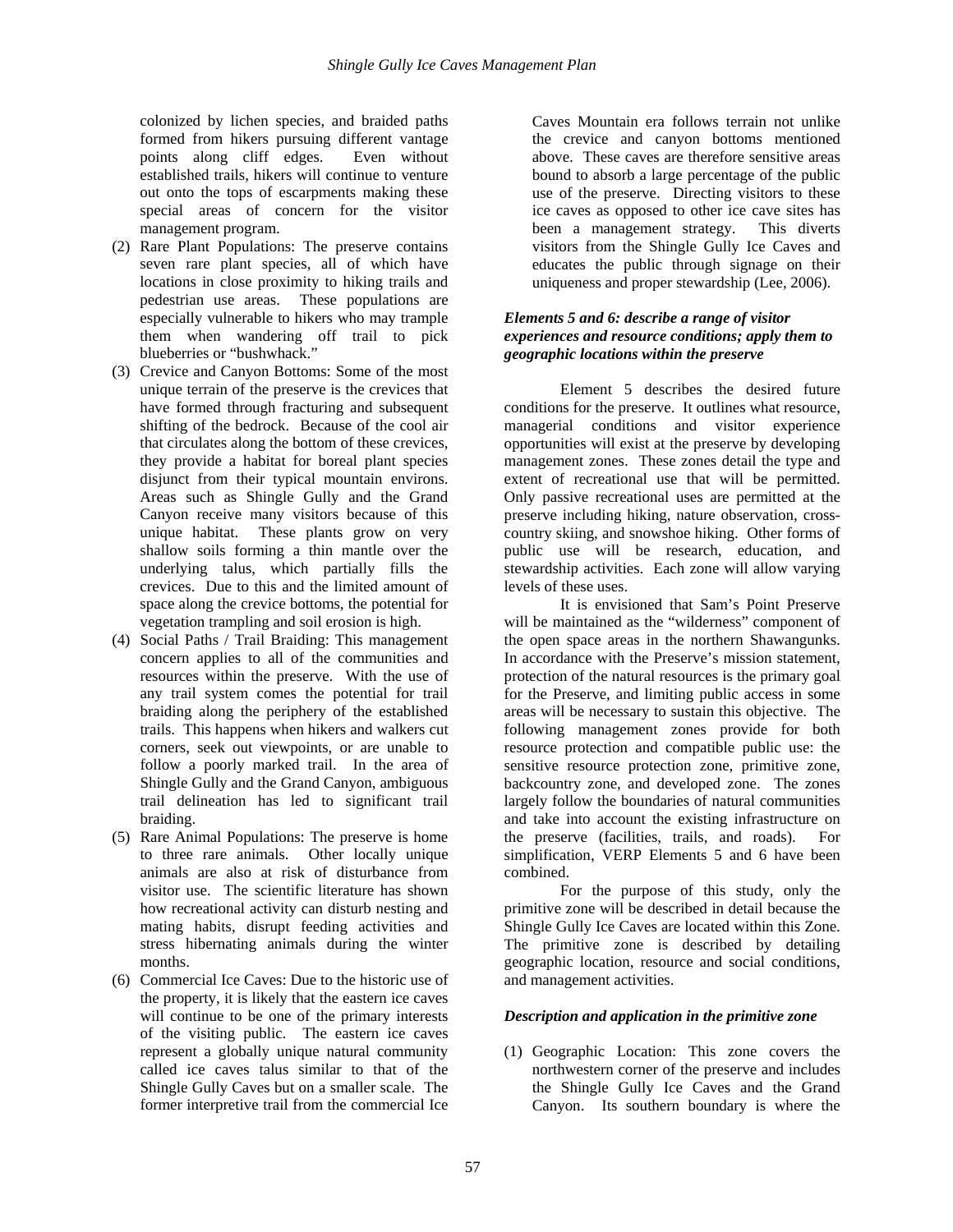colonized by lichen species, and braided paths formed from hikers pursuing different vantage points along cliff edges. Even without established trails, hikers will continue to venture out onto the tops of escarpments making these special areas of concern for the visitor management program.

(2) Rare Plant Populations: The preserve contains seven rare plant species, all of which have locations in close proximity to hiking trails and pedestrian use areas. These populations are especially vulnerable to hikers who may trample them when wandering off trail to pick blueberries or "bushwhack."

(3) Crevice and Canyon Bottoms: Some of the most unique terrain of the preserve is the crevices that have formed through fracturing and subsequent shifting of the bedrock. Because of the cool air that circulates along the bottom of these crevices, they provide a habitat for boreal plant species disjunct from their typical mountain environs. Areas such as Shingle Gully and the Grand Canyon receive many visitors because of this unique habitat. These plants grow on very shallow soils forming a thin mantle over the underlying talus, which partially fills the crevices. Due to this and the limited amount of space along the crevice bottoms, the potential for vegetation trampling and soil erosion is high.

(4) Social Paths / Trail Braiding: This management concern applies to all of the communities and resources within the preserve. With the use of any trail system comes the potential for trail braiding along the periphery of the established trails. This happens when hikers and walkers cut corners, seek out viewpoints, or are unable to follow a poorly marked trail. In the area of Shingle Gully and the Grand Canyon, ambiguous trail delineation has led to significant trail braiding.

(5) Rare Animal Populations: The preserve is home to three rare animals. Other locally unique animals are also at risk of disturbance from visitor use. The scientific literature has shown how recreational activity can disturb nesting and mating habits, disrupt feeding activities and stress hibernating animals during the winter months.

(6) Commercial Ice Caves: Due to the historic use of the property, it is likely that the eastern ice caves will continue to be one of the primary interests of the visiting public. The eastern ice caves represent a globally unique natural community called ice caves talus similar to that of the Shingle Gully Caves but on a smaller scale. The former interpretive trail from the commercial Ice Caves Mountain era follows terrain not unlike the crevice and canyon bottoms mentioned above. These caves are therefore sensitive areas bound to absorb a large percentage of the public use of the preserve. Directing visitors to these ice caves as opposed to other ice cave sites has been a management strategy. This diverts visitors from the Shingle Gully Ice Caves and educates the public through signage on their uniqueness and proper stewardship (Lee, 2006).

### *Elements 5 and 6: describe a range of visitor experiences and resource conditions; apply them to geographic locations within the preserve*

Element 5 describes the desired future conditions for the preserve. It outlines what resource, managerial conditions and visitor experience opportunities will exist at the preserve by developing management zones. These zones detail the type and extent of recreational use that will be permitted. Only passive recreational uses are permitted at the preserve including hiking, nature observation, cross-country skiing, and snowshoe hiking. Other forms of public use will be research, education, and stewardship activities. Each zone will allow varying levels of these uses.

It is envisioned that Sam's Point Preserve will be maintained as the "wilderness" component of the open space areas in the northern Shawangunks. In accordance with the Preserve's mission statement, protection of the natural resources is the primary goal for the Preserve, and limiting public access in some areas will be necessary to sustain this objective. The following management zones provide for both resource protection and compatible public use: the sensitive resource protection zone, primitive zone, backcountry zone, and developed zone. The zones largely follow the boundaries of natural communities and take into account the existing infrastructure on the preserve (facilities, trails, and roads). For simplification, VERP Elements 5 and 6 have been combined.

For the purpose of this study, only the primitive zone will be described in detail because the Shingle Gully Ice Caves are located within this Zone. The primitive zone is described by detailing geographic location, resource and social conditions, and management activities.

### *Description and application in the primitive zone*

(1) Geographic Location: This zone covers the northwestern corner of the preserve and includes the Shingle Gully Ice Caves and the Grand Canyon. Its southern boundary is where the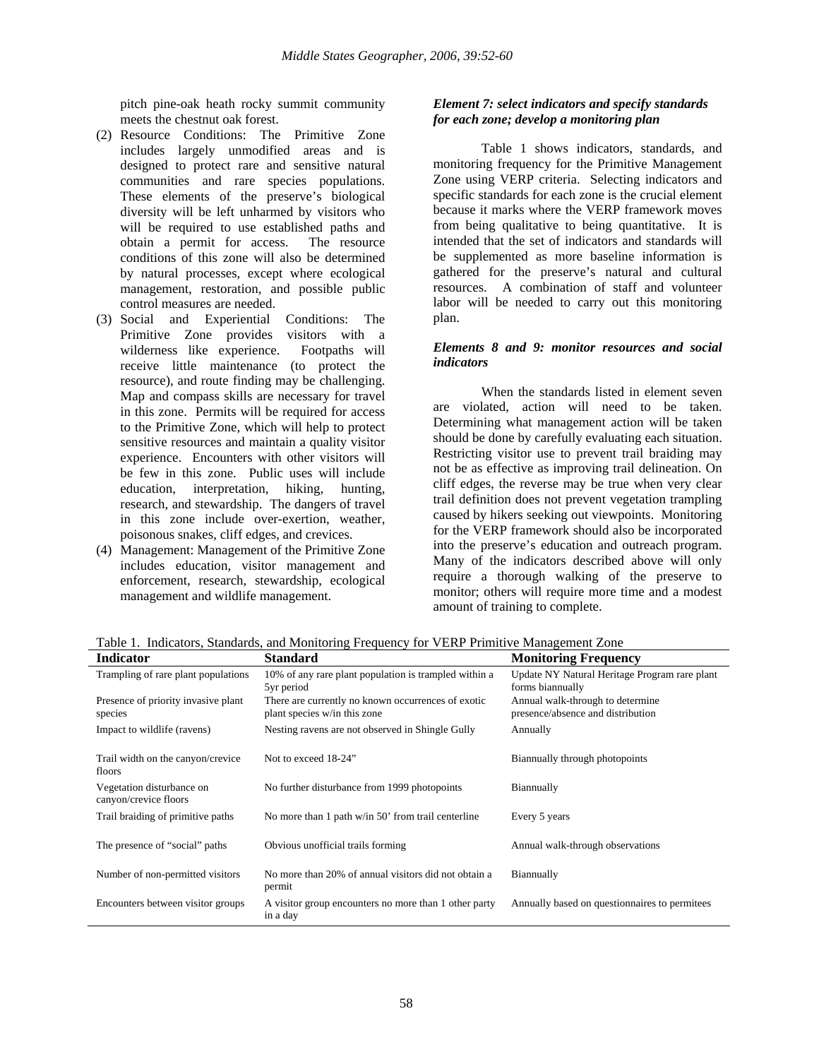pitch pine-oak heath rocky summit community meets the chestnut oak forest.

(2) Resource Conditions: The Primitive Zone includes largely unmodified areas and is designed to protect rare and sensitive natural communities and rare species populations. These elements of the preserve's biological diversity will be left unharmed by visitors who will be required to use established paths and obtain a permit for access. The resource conditions of this zone will also be determined by natural processes, except where ecological management, restoration, and possible public control measures are needed.

(3) Social and Experiential Conditions: The Primitive Zone provides visitors with a wilderness like experience. Footpaths will receive little maintenance (to protect the resource), and route finding may be challenging. Map and compass skills are necessary for travel in this zone. Permits will be required for access to the Primitive Zone, which will help to protect sensitive resources and maintain a quality visitor experience. Encounters with other visitors will be few in this zone. Public uses will include education, interpretation, hiking, hunting, research, and stewardship. The dangers of travel in this zone include over-exertion, weather, poisonous snakes, cliff edges, and crevices.

(4) Management: Management of the Primitive Zone includes education, visitor management and enforcement, research, stewardship, ecological management and wildlife management.

### *Element 7: select indicators and specify standards for each zone; develop a monitoring plan*

Table 1 shows indicators, standards, and monitoring frequency for the Primitive Management Zone using VERP criteria. Selecting indicators and specific standards for each zone is the crucial element because it marks where the VERP framework moves from being qualitative to being quantitative. It is intended that the set of indicators and standards will be supplemented as more baseline information is gathered for the preserve's natural and cultural resources. A combination of staff and volunteer labor will be needed to carry out this monitoring plan.

### *Elements 8 and 9: monitor resources and social indicators*

When the standards listed in element seven are violated, action will need to be taken. Determining what management action will be taken should be done by carefully evaluating each situation. Restricting visitor use to prevent trail braiding may not be as effective as improving trail delineation. On cliff edges, the reverse may be true when very clear trail definition does not prevent vegetation trampling caused by hikers seeking out viewpoints. Monitoring for the VERP framework should also be incorporated into the preserve's education and outreach program. Many of the indicators described above will only require a thorough walking of the preserve to monitor; others will require more time and a modest amount of training to complete.

Table 1. Indicators, Standards, and Monitoring Frequency for VERP Primitive Management Zone

| Indicator | Standard | Monitoring Frequency |
|---|---|---|
| Trampling of rare plant populations | 10% of any rare plant population is trampled within a 5yr period | Update NY Natural Heritage Program rare plant forms biannually |
| Presence of priority invasive plant species | There are currently no known occurrences of exotic plant species w/in this zone | Annual walk-through to determine presence/absence and distribution |
| Impact to wildlife (ravens) | Nesting ravens are not observed in Shingle Gully | Annually |
| Trail width on the canyon/crevice floors | Not to exceed 18-24" | Biannually through photopoints |
| Vegetation disturbance on canyon/crevice floors | No further disturbance from 1999 photopoints | Biannually |
| Trail braiding of primitive paths | No more than 1 path w/in 50' from trail centerline | Every 5 years |
| The presence of "social" paths | Obvious unofficial trails forming | Annual walk-through observations |
| Number of non-permitted visitors | No more than 20% of annual visitors did not obtain a permit | Biannually |
| Encounters between visitor groups | A visitor group encounters no more than 1 other party in a day | Annually based on questionnaires to permitees |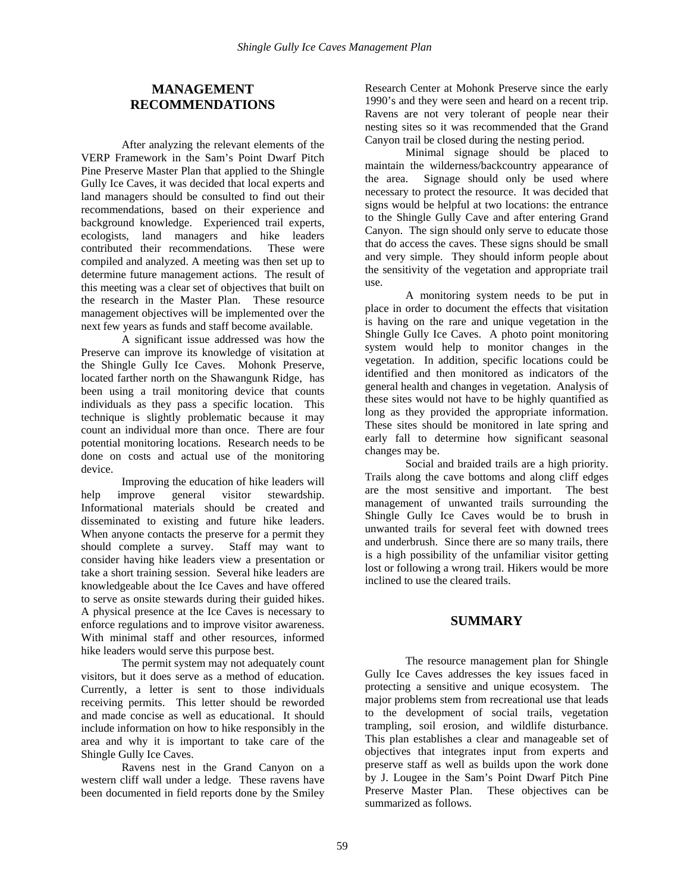## MANAGEMENT RECOMMENDATIONS

After analyzing the relevant elements of the VERP Framework in the Sam's Point Dwarf Pitch Pine Preserve Master Plan that applied to the Shingle Gully Ice Caves, it was decided that local experts and land managers should be consulted to find out their recommendations, based on their experience and background knowledge. Experienced trail experts, ecologists, land managers and hike leaders contributed their recommendations. These were compiled and analyzed. A meeting was then set up to determine future management actions. The result of this meeting was a clear set of objectives that built on the research in the Master Plan. These resource management objectives will be implemented over the next few years as funds and staff become available.

A significant issue addressed was how the Preserve can improve its knowledge of visitation at the Shingle Gully Ice Caves. Mohonk Preserve, located farther north on the Shawangunk Ridge, has been using a trail monitoring device that counts individuals as they pass a specific location. This technique is slightly problematic because it may count an individual more than once. There are four potential monitoring locations. Research needs to be done on costs and actual use of the monitoring device.

Improving the education of hike leaders will help improve general visitor stewardship. Informational materials should be created and disseminated to existing and future hike leaders. When anyone contacts the preserve for a permit they should complete a survey. Staff may want to consider having hike leaders view a presentation or take a short training session. Several hike leaders are knowledgeable about the Ice Caves and have offered to serve as onsite stewards during their guided hikes. A physical presence at the Ice Caves is necessary to enforce regulations and to improve visitor awareness. With minimal staff and other resources, informed hike leaders would serve this purpose best.

The permit system may not adequately count visitors, but it does serve as a method of education. Currently, a letter is sent to those individuals receiving permits. This letter should be reworded and made concise as well as educational. It should include information on how to hike responsibly in the area and why it is important to take care of the Shingle Gully Ice Caves.

Ravens nest in the Grand Canyon on a western cliff wall under a ledge. These ravens have been documented in field reports done by the Smiley Research Center at Mohonk Preserve since the early 1990's and they were seen and heard on a recent trip. Ravens are not very tolerant of people near their nesting sites so it was recommended that the Grand Canyon trail be closed during the nesting period.

Minimal signage should be placed to maintain the wilderness/backcountry appearance of the area. Signage should only be used where necessary to protect the resource. It was decided that signs would be helpful at two locations: the entrance to the Shingle Gully Cave and after entering Grand Canyon. The sign should only serve to educate those that do access the caves. These signs should be small and very simple. They should inform people about the sensitivity of the vegetation and appropriate trail use.

A monitoring system needs to be put in place in order to document the effects that visitation is having on the rare and unique vegetation in the Shingle Gully Ice Caves. A photo point monitoring system would help to monitor changes in the vegetation. In addition, specific locations could be identified and then monitored as indicators of the general health and changes in vegetation. Analysis of these sites would not have to be highly quantified as long as they provided the appropriate information. These sites should be monitored in late spring and early fall to determine how significant seasonal changes may be.

Social and braided trails are a high priority. Trails along the cave bottoms and along cliff edges are the most sensitive and important. The best management of unwanted trails surrounding the Shingle Gully Ice Caves would be to brush in unwanted trails for several feet with downed trees and underbrush. Since there are so many trails, there is a high possibility of the unfamiliar visitor getting lost or following a wrong trail. Hikers would be more inclined to use the cleared trails.

## SUMMARY

The resource management plan for Shingle Gully Ice Caves addresses the key issues faced in protecting a sensitive and unique ecosystem. The major problems stem from recreational use that leads to the development of social trails, vegetation trampling, soil erosion, and wildlife disturbance. This plan establishes a clear and manageable set of objectives that integrates input from experts and preserve staff as well as builds upon the work done by J. Lougee in the Sam's Point Dwarf Pitch Pine Preserve Master Plan. These objectives can be summarized as follows.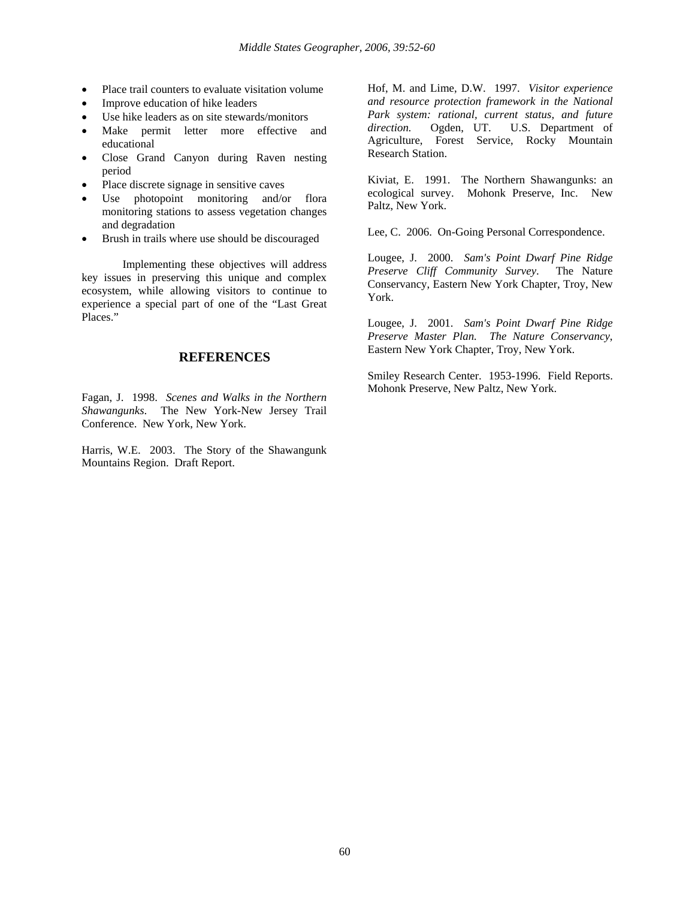- Place trail counters to evaluate visitation volume
- Improve education of hike leaders
- Use hike leaders as on site stewards/monitors
- Make permit letter more effective and educational
- Close Grand Canyon during Raven nesting period
- Place discrete signage in sensitive caves
- Use photopoint monitoring and/or flora monitoring stations to assess vegetation changes and degradation
- Brush in trails where use should be discouraged

Implementing these objectives will address key issues in preserving this unique and complex ecosystem, while allowing visitors to continue to experience a special part of one of the "Last Great Places."

## REFERENCES

Fagan, J. 1998. *Scenes and Walks in the Northern Shawangunks*. The New York-New Jersey Trail Conference. New York, New York.

Harris, W.E. 2003. The Story of the Shawangunk Mountains Region. Draft Report.

Hof, M. and Lime, D.W. 1997. *Visitor experience and resource protection framework in the National Park system: rational, current status, and future direction.* Ogden, UT. U.S. Department of Agriculture, Forest Service, Rocky Mountain Research Station.

Kiviat, E. 1991. The Northern Shawangunks: an ecological survey. Mohonk Preserve, Inc. New Paltz, New York.

Lee, C. 2006. On-Going Personal Correspondence.

Lougee, J. 2000. *Sam's Point Dwarf Pine Ridge Preserve Cliff Community Survey*. The Nature Conservancy, Eastern New York Chapter, Troy, New York.

Lougee, J. 2001. *Sam's Point Dwarf Pine Ridge Preserve Master Plan. The Nature Conservancy*, Eastern New York Chapter, Troy, New York.

Smiley Research Center. 1953-1996. Field Reports. Mohonk Preserve, New Paltz, New York.